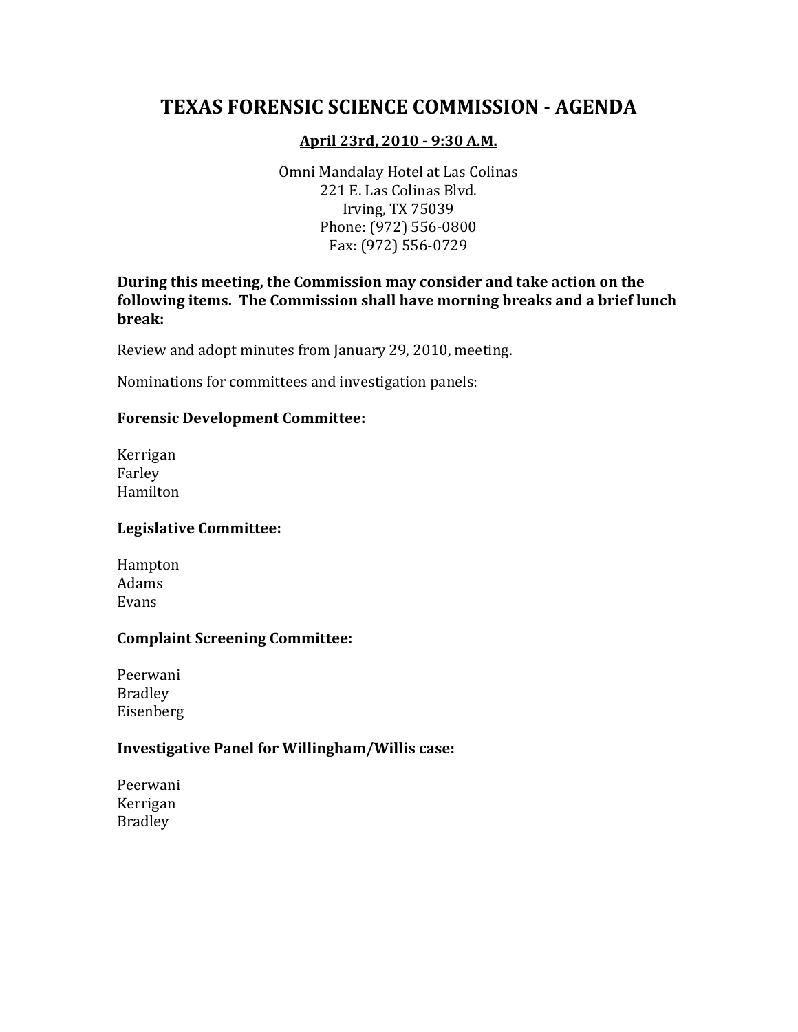# TEXAS FORENSIC SCIENCE COMMISSION - AGENDA

**April 23rd, 2010 - 9:30 A.M.**

Omni Mandalay Hotel at Las Colinas
221 E. Las Colinas Blvd.
Irving, TX 75039
Phone: (972) 556-0800
Fax: (972) 556-0729

**During this meeting, the Commission may consider and take action on the following items. The Commission shall have morning breaks and a brief lunch break:**

Review and adopt minutes from January 29, 2010, meeting.

Nominations for committees and investigation panels:

**Forensic Development Committee:**

Kerrigan
Farley
Hamilton

**Legislative Committee:**

Hampton
Adams
Evans

**Complaint Screening Committee:**

Peerwani
Bradley
Eisenberg

**Investigative Panel for Willingham/Willis case:**

Peerwani
Kerrigan
Bradley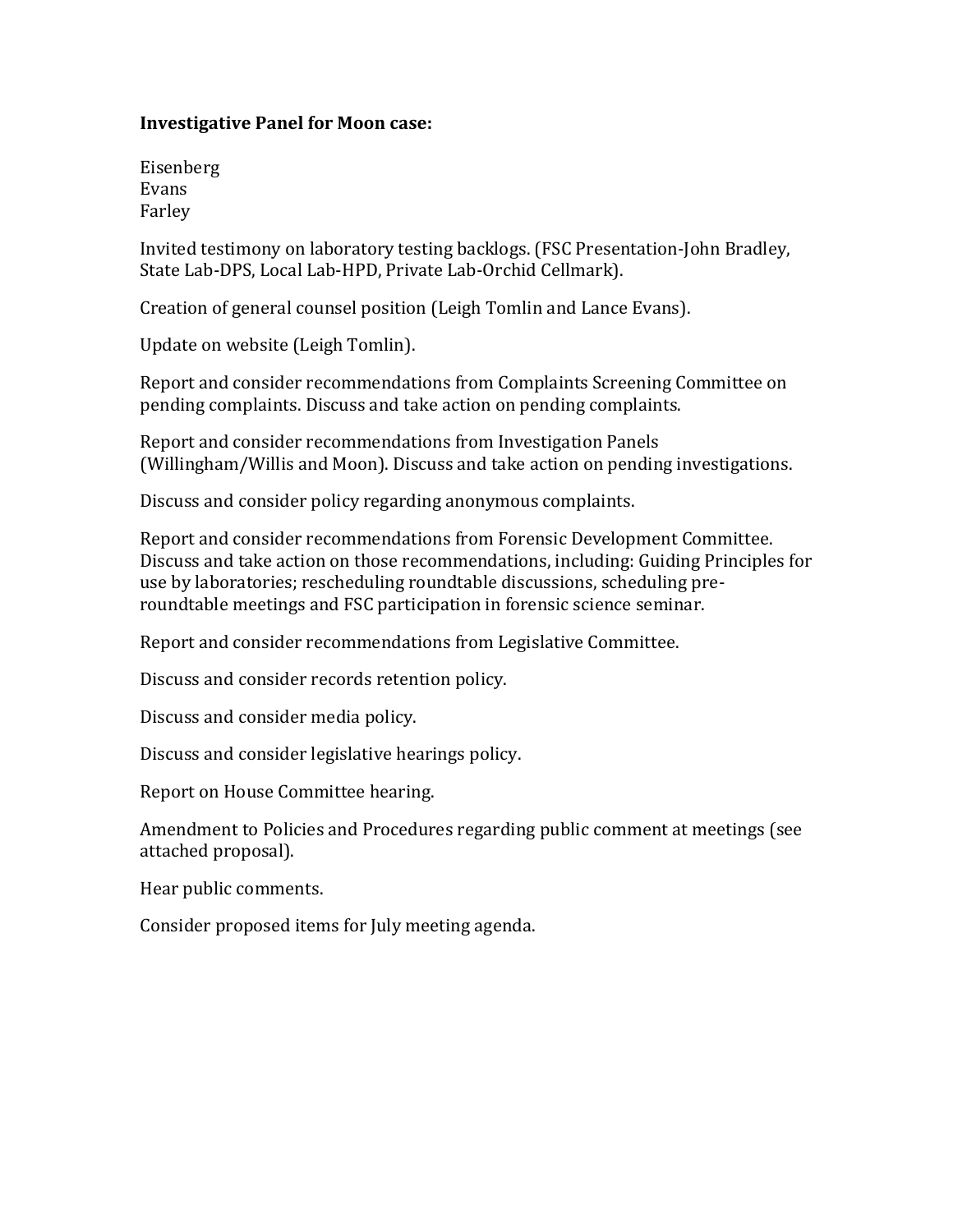**Investigative Panel for Moon case:**

Eisenberg
Evans
Farley

Invited testimony on laboratory testing backlogs. (FSC Presentation-John Bradley, State Lab-DPS, Local Lab-HPD, Private Lab-Orchid Cellmark).

Creation of general counsel position (Leigh Tomlin and Lance Evans).

Update on website (Leigh Tomlin).

Report and consider recommendations from Complaints Screening Committee on pending complaints. Discuss and take action on pending complaints.

Report and consider recommendations from Investigation Panels (Willingham/Willis and Moon). Discuss and take action on pending investigations.

Discuss and consider policy regarding anonymous complaints.

Report and consider recommendations from Forensic Development Committee. Discuss and take action on those recommendations, including: Guiding Principles for use by laboratories; rescheduling roundtable discussions, scheduling pre-roundtable meetings and FSC participation in forensic science seminar.

Report and consider recommendations from Legislative Committee.

Discuss and consider records retention policy.

Discuss and consider media policy.

Discuss and consider legislative hearings policy.

Report on House Committee hearing.

Amendment to Policies and Procedures regarding public comment at meetings (see attached proposal).

Hear public comments.

Consider proposed items for July meeting agenda.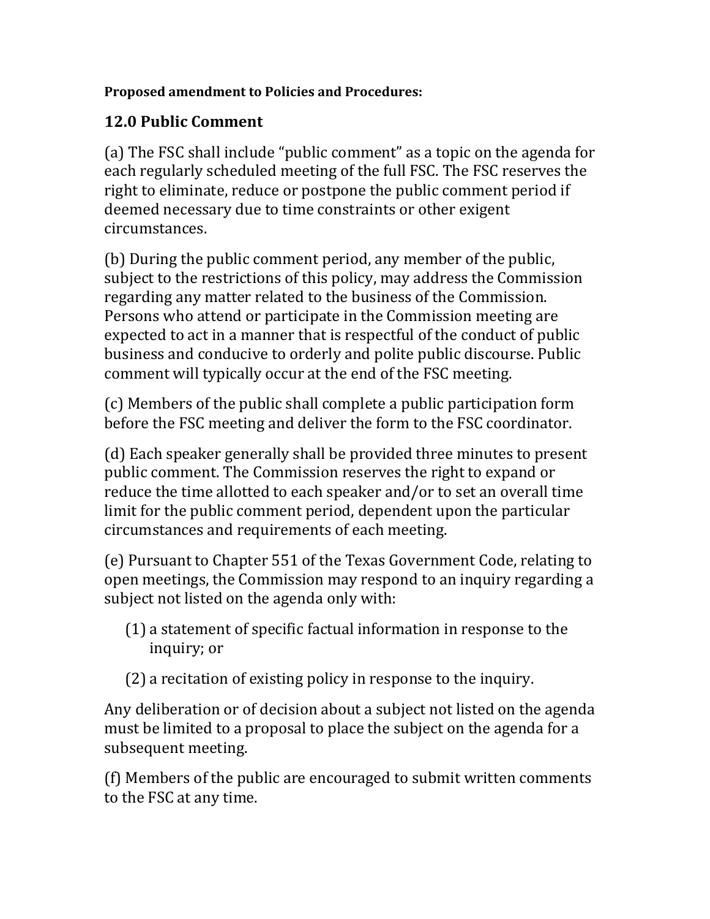**Proposed amendment to Policies and Procedures:**

## 12.0 Public Comment

(a) The FSC shall include "public comment" as a topic on the agenda for each regularly scheduled meeting of the full FSC. The FSC reserves the right to eliminate, reduce or postpone the public comment period if deemed necessary due to time constraints or other exigent circumstances.

(b) During the public comment period, any member of the public, subject to the restrictions of this policy, may address the Commission regarding any matter related to the business of the Commission. Persons who attend or participate in the Commission meeting are expected to act in a manner that is respectful of the conduct of public business and conducive to orderly and polite public discourse. Public comment will typically occur at the end of the FSC meeting.

(c) Members of the public shall complete a public participation form before the FSC meeting and deliver the form to the FSC coordinator.

(d) Each speaker generally shall be provided three minutes to present public comment. The Commission reserves the right to expand or reduce the time allotted to each speaker and/or to set an overall time limit for the public comment period, dependent upon the particular circumstances and requirements of each meeting.

(e) Pursuant to Chapter 551 of the Texas Government Code, relating to open meetings, the Commission may respond to an inquiry regarding a subject not listed on the agenda only with:

(1) a statement of specific factual information in response to the inquiry; or

(2) a recitation of existing policy in response to the inquiry.

Any deliberation or of decision about a subject not listed on the agenda must be limited to a proposal to place the subject on the agenda for a subsequent meeting.

(f) Members of the public are encouraged to submit written comments to the FSC at any time.